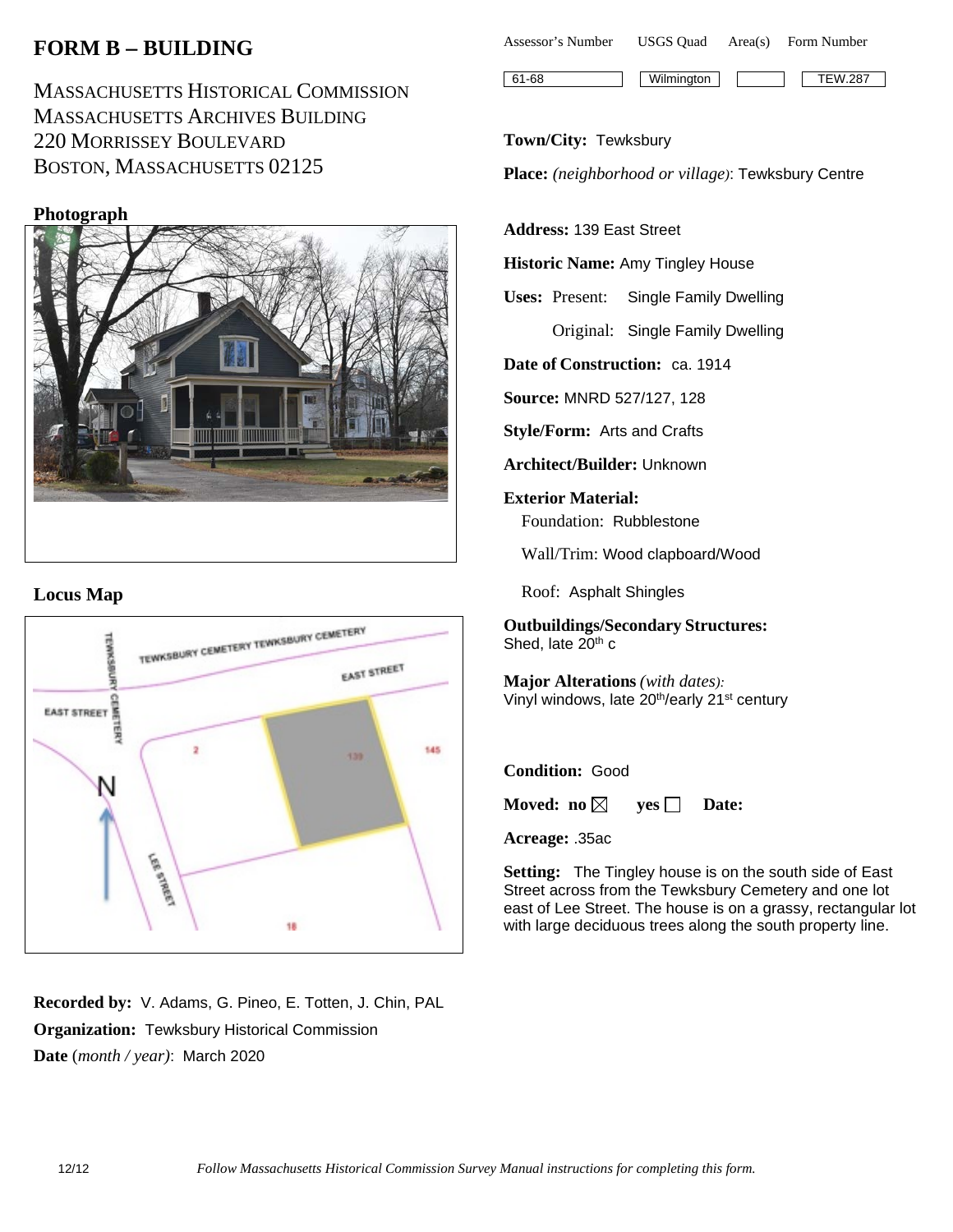# FORM B – BUILDING

MASSACHUSETTS HISTORICAL COMMISSION
MASSACHUSETTS ARCHIVES BUILDING
220 MORRISSEY BOULEVARD
BOSTON, MASSACHUSETTS 02125

| Assessor's Number | USGS Quad | Area(s) | Form Number |
| --- | --- | --- | --- |
| 61-68 | Wilmington | | TEW.287 |

**Town/City:** Tewksbury

**Place:** *(neighborhood or village)*: Tewksbury Centre

**Address:** 139 East Street

**Historic Name:** Amy Tingley House

**Uses:** Present: Single Family Dwelling

Original: Single Family Dwelling

**Date of Construction:** ca. 1914

**Source:** MNRD 527/127, 128

**Style/Form:** Arts and Crafts

**Architect/Builder:** Unknown

**Exterior Material:**

Foundation: Rubblestone

Wall/Trim: Wood clapboard/Wood

Roof: Asphalt Shingles

**Outbuildings/Secondary Structures:**
Shed, late 20th c

**Major Alterations** *(with dates):*
Vinyl windows, late 20th/early 21st century

**Condition:** Good

**Moved:** no ☒ yes ☐ **Date:**

**Acreage:** .35ac

**Setting:** The Tingley house is on the south side of East Street across from the Tewksbury Cemetery and one lot east of Lee Street. The house is on a grassy, rectangular lot with large deciduous trees along the south property line.

**Photograph**

**Locus Map**

**Recorded by:** V. Adams, G. Pineo, E. Totten, J. Chin, PAL

**Organization:** Tewksbury Historical Commission

**Date** (*month / year*): March 2020

*Follow Massachusetts Historical Commission Survey Manual instructions for completing this form.*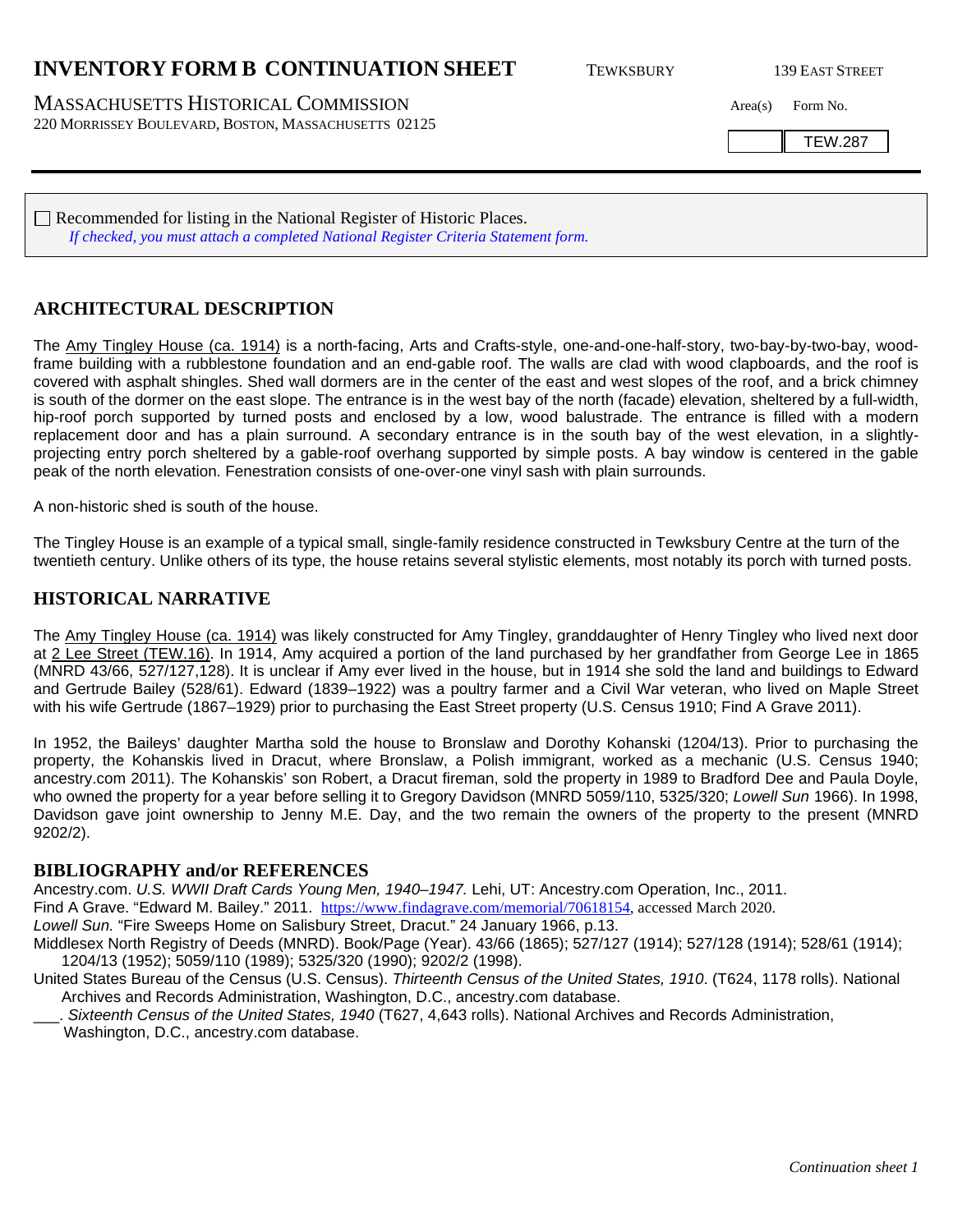# INVENTORY FORM B CONTINUATION SHEET

TEWKSBURY 139 EAST STREET

MASSACHUSETTS HISTORICAL COMMISSION
220 MORRISSEY BOULEVARD, BOSTON, MASSACHUSETTS 02125

| Area(s) | Form No. |
| --- | --- |
| | TEW.287 |

☐ Recommended for listing in the National Register of Historic Places.
*If checked, you must attach a completed National Register Criteria Statement form.*

## ARCHITECTURAL DESCRIPTION

The Amy Tingley House (ca. 1914) is a north-facing, Arts and Crafts-style, one-and-one-half-story, two-bay-by-two-bay, wood-frame building with a rubblestone foundation and an end-gable roof. The walls are clad with wood clapboards, and the roof is covered with asphalt shingles. Shed wall dormers are in the center of the east and west slopes of the roof, and a brick chimney is south of the dormer on the east slope. The entrance is in the west bay of the north (facade) elevation, sheltered by a full-width, hip-roof porch supported by turned posts and enclosed by a low, wood balustrade. The entrance is filled with a modern replacement door and has a plain surround. A secondary entrance is in the south bay of the west elevation, in a slightly-projecting entry porch sheltered by a gable-roof overhang supported by simple posts. A bay window is centered in the gable peak of the north elevation. Fenestration consists of one-over-one vinyl sash with plain surrounds.

A non-historic shed is south of the house.

The Tingley House is an example of a typical small, single-family residence constructed in Tewksbury Centre at the turn of the twentieth century. Unlike others of its type, the house retains several stylistic elements, most notably its porch with turned posts.

## HISTORICAL NARRATIVE

The Amy Tingley House (ca. 1914) was likely constructed for Amy Tingley, granddaughter of Henry Tingley who lived next door at 2 Lee Street (TEW.16). In 1914, Amy acquired a portion of the land purchased by her grandfather from George Lee in 1865 (MNRD 43/66, 527/127,128). It is unclear if Amy ever lived in the house, but in 1914 she sold the land and buildings to Edward and Gertrude Bailey (528/61). Edward (1839–1922) was a poultry farmer and a Civil War veteran, who lived on Maple Street with his wife Gertrude (1867–1929) prior to purchasing the East Street property (U.S. Census 1910; Find A Grave 2011).

In 1952, the Baileys' daughter Martha sold the house to Bronslaw and Dorothy Kohanski (1204/13). Prior to purchasing the property, the Kohanskis lived in Dracut, where Bronslaw, a Polish immigrant, worked as a mechanic (U.S. Census 1940; ancestry.com 2011). The Kohanskis' son Robert, a Dracut fireman, sold the property in 1989 to Bradford Dee and Paula Doyle, who owned the property for a year before selling it to Gregory Davidson (MNRD 5059/110, 5325/320; *Lowell Sun* 1966). In 1998, Davidson gave joint ownership to Jenny M.E. Day, and the two remain the owners of the property to the present (MNRD 9202/2).

## BIBLIOGRAPHY and/or REFERENCES

Ancestry.com. *U.S. WWII Draft Cards Young Men, 1940–1947.* Lehi, UT: Ancestry.com Operation, Inc., 2011.
Find A Grave. "Edward M. Bailey." 2011. https://www.findagrave.com/memorial/70618154, accessed March 2020.
*Lowell Sun.* "Fire Sweeps Home on Salisbury Street, Dracut." 24 January 1966, p.13.
Middlesex North Registry of Deeds (MNRD). Book/Page (Year). 43/66 (1865); 527/127 (1914); 527/128 (1914); 528/61 (1914); 1204/13 (1952); 5059/110 (1989); 5325/320 (1990); 9202/2 (1998).
United States Bureau of the Census (U.S. Census). *Thirteenth Census of the United States, 1910*. (T624, 1178 rolls). National Archives and Records Administration, Washington, D.C., ancestry.com database.
___. *Sixteenth Census of the United States, 1940* (T627, 4,643 rolls). National Archives and Records Administration, Washington, D.C., ancestry.com database.

*Continuation sheet 1*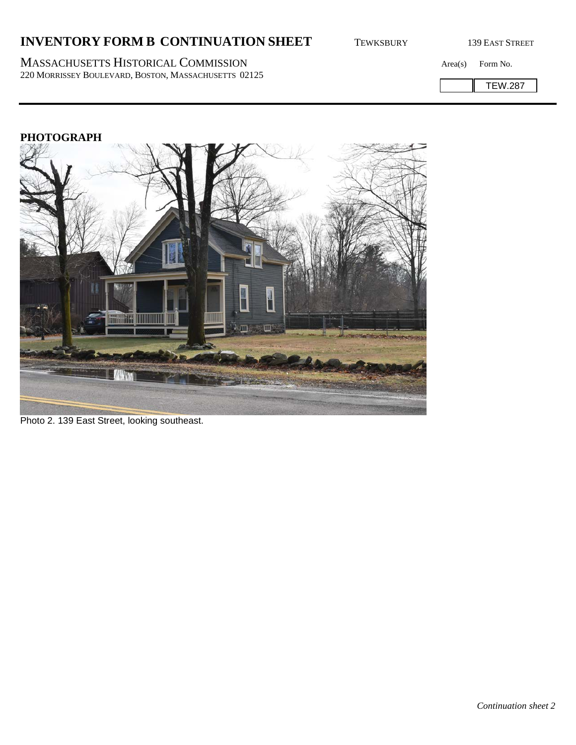**INVENTORY FORM B CONTINUATION SHEET** TEWKSBURY 139 EAST STREET

MASSACHUSETTS HISTORICAL COMMISSION
220 MORRISSEY BOULEVARD, BOSTON, MASSACHUSETTS 02125

| Area(s) | Form No. |
|---|---|
| | TEW.287 |

## PHOTOGRAPH

Photo 2. 139 East Street, looking southeast.

*Continuation sheet 2*